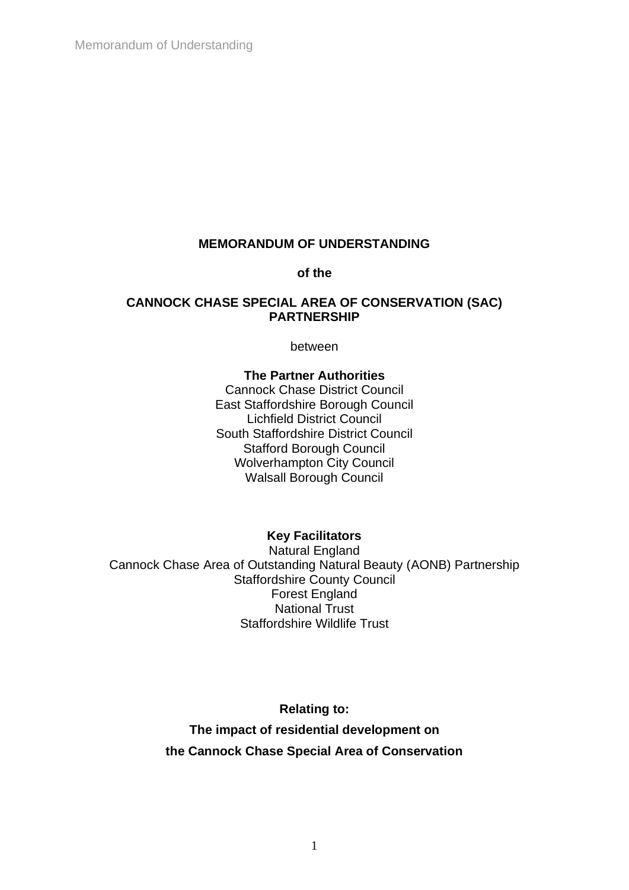# MEMORANDUM OF UNDERSTANDING

**of the**

**CANNOCK CHASE SPECIAL AREA OF CONSERVATION (SAC) PARTNERSHIP**

between

**The Partner Authorities**

Cannock Chase District Council
East Staffordshire Borough Council
Lichfield District Council
South Staffordshire District Council
Stafford Borough Council
Wolverhampton City Council
Walsall Borough Council

**Key Facilitators**

Natural England
Cannock Chase Area of Outstanding Natural Beauty (AONB) Partnership
Staffordshire County Council
Forest England
National Trust
Staffordshire Wildlife Trust

**Relating to:**

**The impact of residential development on**

**the Cannock Chase Special Area of Conservation**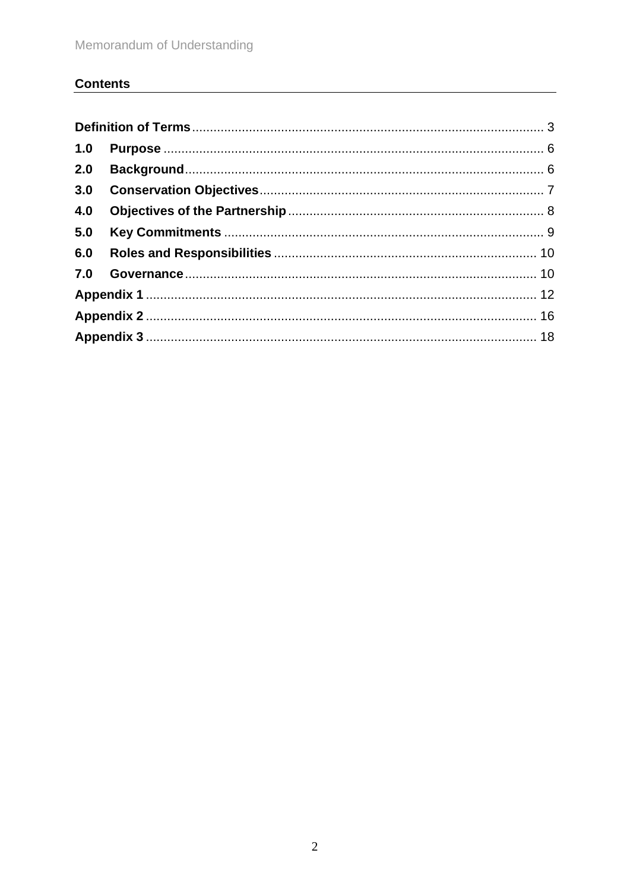## Contents

| | |
|---|---|
| **Definition of Terms** | 3 |
| **1.0 Purpose** | 6 |
| **2.0 Background** | 6 |
| **3.0 Conservation Objectives** | 7 |
| **4.0 Objectives of the Partnership** | 8 |
| **5.0 Key Commitments** | 9 |
| **6.0 Roles and Responsibilities** | 10 |
| **7.0 Governance** | 10 |
| **Appendix 1** | 12 |
| **Appendix 2** | 16 |
| **Appendix 3** | 18 |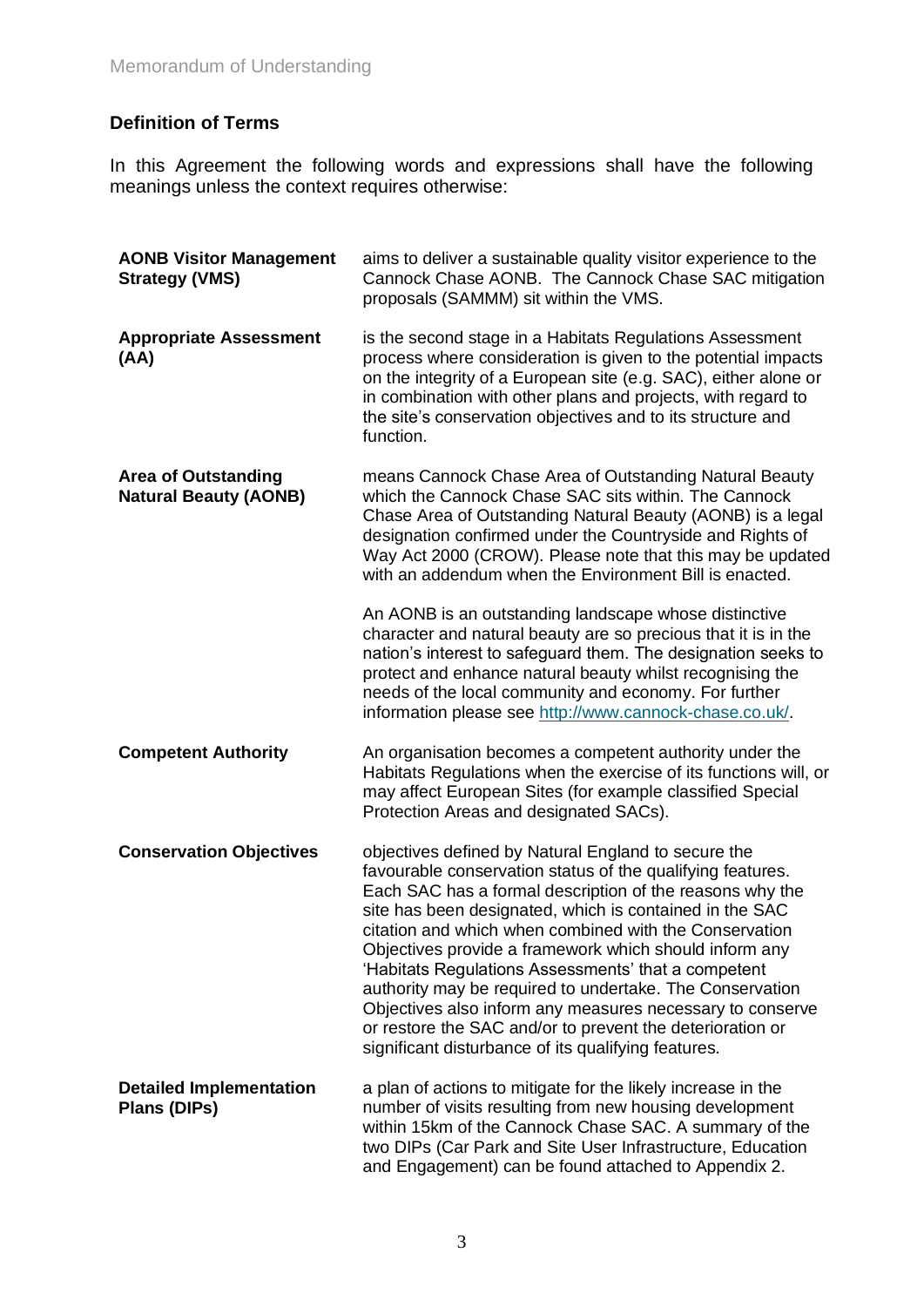## Definition of Terms

In this Agreement the following words and expressions shall have the following meanings unless the context requires otherwise:

| Term | Meaning |
| --- | --- |
| **AONB Visitor Management Strategy (VMS)** | aims to deliver a sustainable quality visitor experience to the Cannock Chase AONB. The Cannock Chase SAC mitigation proposals (SAMMM) sit within the VMS. |
| **Appropriate Assessment (AA)** | is the second stage in a Habitats Regulations Assessment process where consideration is given to the potential impacts on the integrity of a European site (e.g. SAC), either alone or in combination with other plans and projects, with regard to the site's conservation objectives and to its structure and function. |
| **Area of Outstanding Natural Beauty (AONB)** | means Cannock Chase Area of Outstanding Natural Beauty which the Cannock Chase SAC sits within. The Cannock Chase Area of Outstanding Natural Beauty (AONB) is a legal designation confirmed under the Countryside and Rights of Way Act 2000 (CROW). Please note that this may be updated with an addendum when the Environment Bill is enacted.<br><br>An AONB is an outstanding landscape whose distinctive character and natural beauty are so precious that it is in the nation's interest to safeguard them. The designation seeks to protect and enhance natural beauty whilst recognising the needs of the local community and economy. For further information please see [http://www.cannock-chase.co.uk/](http://www.cannock-chase.co.uk/). |
| **Competent Authority** | An organisation becomes a competent authority under the Habitats Regulations when the exercise of its functions will, or may affect European Sites (for example classified Special Protection Areas and designated SACs). |
| **Conservation Objectives** | objectives defined by Natural England to secure the favourable conservation status of the qualifying features. Each SAC has a formal description of the reasons why the site has been designated, which is contained in the SAC citation and which when combined with the Conservation Objectives provide a framework which should inform any 'Habitats Regulations Assessments' that a competent authority may be required to undertake. The Conservation Objectives also inform any measures necessary to conserve or restore the SAC and/or to prevent the deterioration or significant disturbance of its qualifying features. |
| **Detailed Implementation Plans (DIPs)** | a plan of actions to mitigate for the likely increase in the number of visits resulting from new housing development within 15km of the Cannock Chase SAC. A summary of the two DIPs (Car Park and Site User Infrastructure, Education and Engagement) can be found attached to Appendix 2. |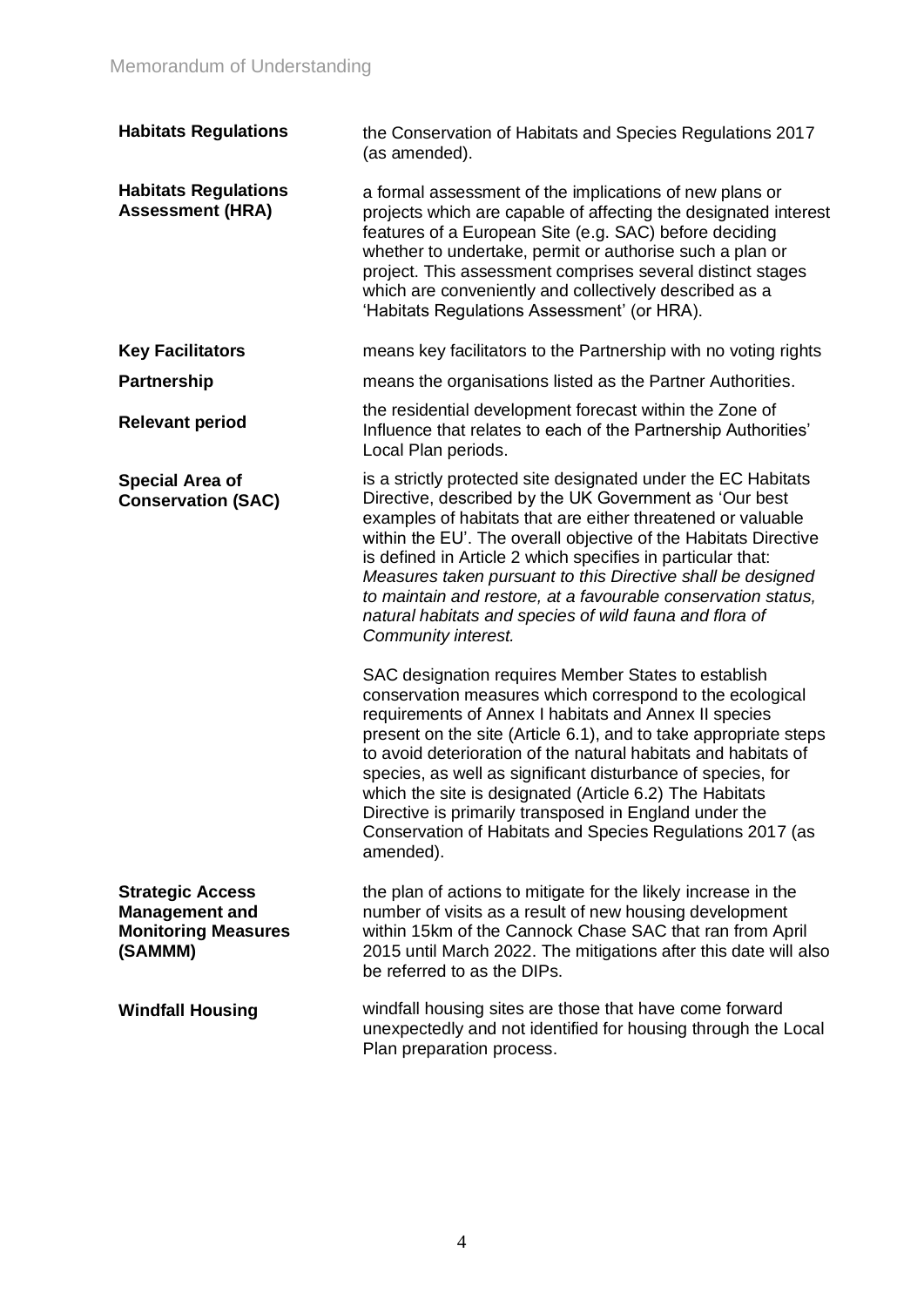| | |
|---|---|
| **Habitats Regulations** | the Conservation of Habitats and Species Regulations 2017 (as amended). |
| **Habitats Regulations Assessment (HRA)** | a formal assessment of the implications of new plans or projects which are capable of affecting the designated interest features of a European Site (e.g. SAC) before deciding whether to undertake, permit or authorise such a plan or project. This assessment comprises several distinct stages which are conveniently and collectively described as a 'Habitats Regulations Assessment' (or HRA). |
| **Key Facilitators** | means key facilitators to the Partnership with no voting rights |
| **Partnership** | means the organisations listed as the Partner Authorities. |
| **Relevant period** | the residential development forecast within the Zone of Influence that relates to each of the Partnership Authorities' Local Plan periods. |
| **Special Area of Conservation (SAC)** | is a strictly protected site designated under the EC Habitats Directive, described by the UK Government as 'Our best examples of habitats that are either threatened or valuable within the EU'. The overall objective of the Habitats Directive is defined in Article 2 which specifies in particular that: *Measures taken pursuant to this Directive shall be designed to maintain and restore, at a favourable conservation status, natural habitats and species of wild fauna and flora of Community interest.*<br><br>SAC designation requires Member States to establish conservation measures which correspond to the ecological requirements of Annex I habitats and Annex II species present on the site (Article 6.1), and to take appropriate steps to avoid deterioration of the natural habitats and habitats of species, as well as significant disturbance of species, for which the site is designated (Article 6.2) The Habitats Directive is primarily transposed in England under the Conservation of Habitats and Species Regulations 2017 (as amended). |
| **Strategic Access Management and Monitoring Measures (SAMMM)** | the plan of actions to mitigate for the likely increase in the number of visits as a result of new housing development within 15km of the Cannock Chase SAC that ran from April 2015 until March 2022. The mitigations after this date will also be referred to as the DIPs. |
| **Windfall Housing** | windfall housing sites are those that have come forward unexpectedly and not identified for housing through the Local Plan preparation process. |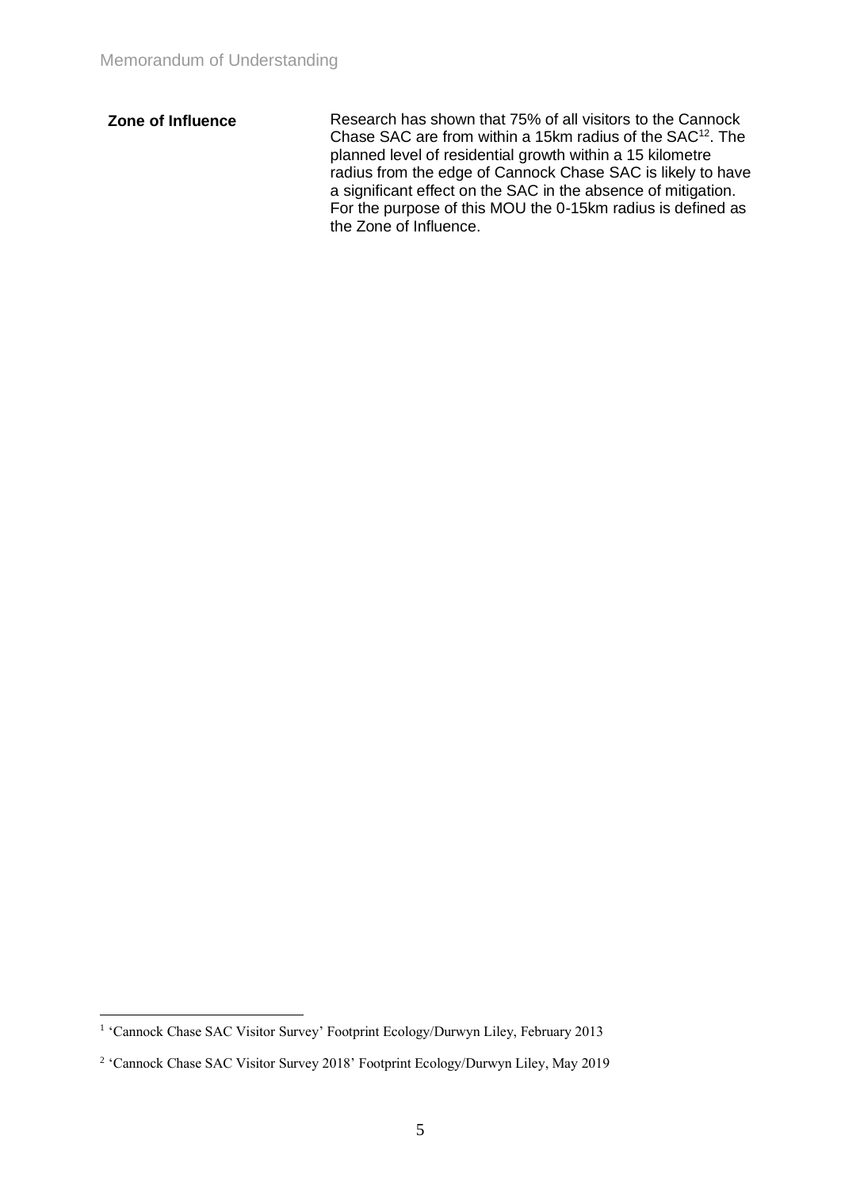| | |
|---|---|
| **Zone of Influence** | Research has shown that 75% of all visitors to the Cannock Chase SAC are from within a 15km radius of the SAC[1][2]. The planned level of residential growth within a 15 kilometre radius from the edge of Cannock Chase SAC is likely to have a significant effect on the SAC in the absence of mitigation. For the purpose of this MOU the 0-15km radius is defined as the Zone of Influence. |

[1] 'Cannock Chase SAC Visitor Survey' Footprint Ecology/Durwyn Liley, February 2013

[2] 'Cannock Chase SAC Visitor Survey 2018' Footprint Ecology/Durwyn Liley, May 2019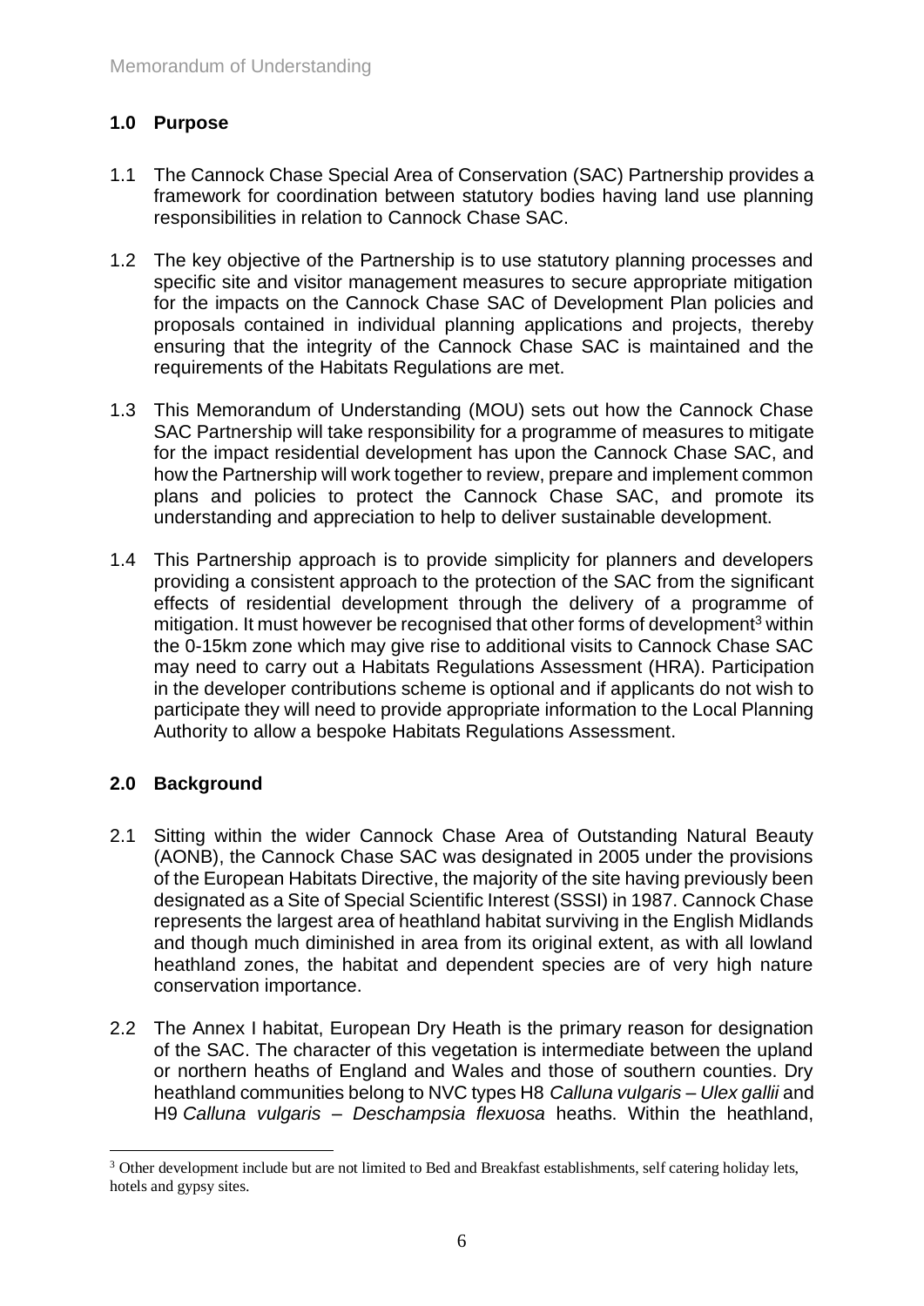## 1.0 Purpose

1.1 The Cannock Chase Special Area of Conservation (SAC) Partnership provides a framework for coordination between statutory bodies having land use planning responsibilities in relation to Cannock Chase SAC.

1.2 The key objective of the Partnership is to use statutory planning processes and specific site and visitor management measures to secure appropriate mitigation for the impacts on the Cannock Chase SAC of Development Plan policies and proposals contained in individual planning applications and projects, thereby ensuring that the integrity of the Cannock Chase SAC is maintained and the requirements of the Habitats Regulations are met.

1.3 This Memorandum of Understanding (MOU) sets out how the Cannock Chase SAC Partnership will take responsibility for a programme of measures to mitigate for the impact residential development has upon the Cannock Chase SAC, and how the Partnership will work together to review, prepare and implement common plans and policies to protect the Cannock Chase SAC, and promote its understanding and appreciation to help to deliver sustainable development.

1.4 This Partnership approach is to provide simplicity for planners and developers providing a consistent approach to the protection of the SAC from the significant effects of residential development through the delivery of a programme of mitigation. It must however be recognised that other forms of development[3] within the 0-15km zone which may give rise to additional visits to Cannock Chase SAC may need to carry out a Habitats Regulations Assessment (HRA). Participation in the developer contributions scheme is optional and if applicants do not wish to participate they will need to provide appropriate information to the Local Planning Authority to allow a bespoke Habitats Regulations Assessment.

## 2.0 Background

2.1 Sitting within the wider Cannock Chase Area of Outstanding Natural Beauty (AONB), the Cannock Chase SAC was designated in 2005 under the provisions of the European Habitats Directive, the majority of the site having previously been designated as a Site of Special Scientific Interest (SSSI) in 1987. Cannock Chase represents the largest area of heathland habitat surviving in the English Midlands and though much diminished in area from its original extent, as with all lowland heathland zones, the habitat and dependent species are of very high nature conservation importance.

2.2 The Annex I habitat, European Dry Heath is the primary reason for designation of the SAC. The character of this vegetation is intermediate between the upland or northern heaths of England and Wales and those of southern counties. Dry heathland communities belong to NVC types H8 *Calluna vulgaris – Ulex gallii* and H9 *Calluna vulgaris – Deschampsia flexuosa* heaths. Within the heathland,

---

[3] Other development include but are not limited to Bed and Breakfast establishments, self catering holiday lets, hotels and gypsy sites.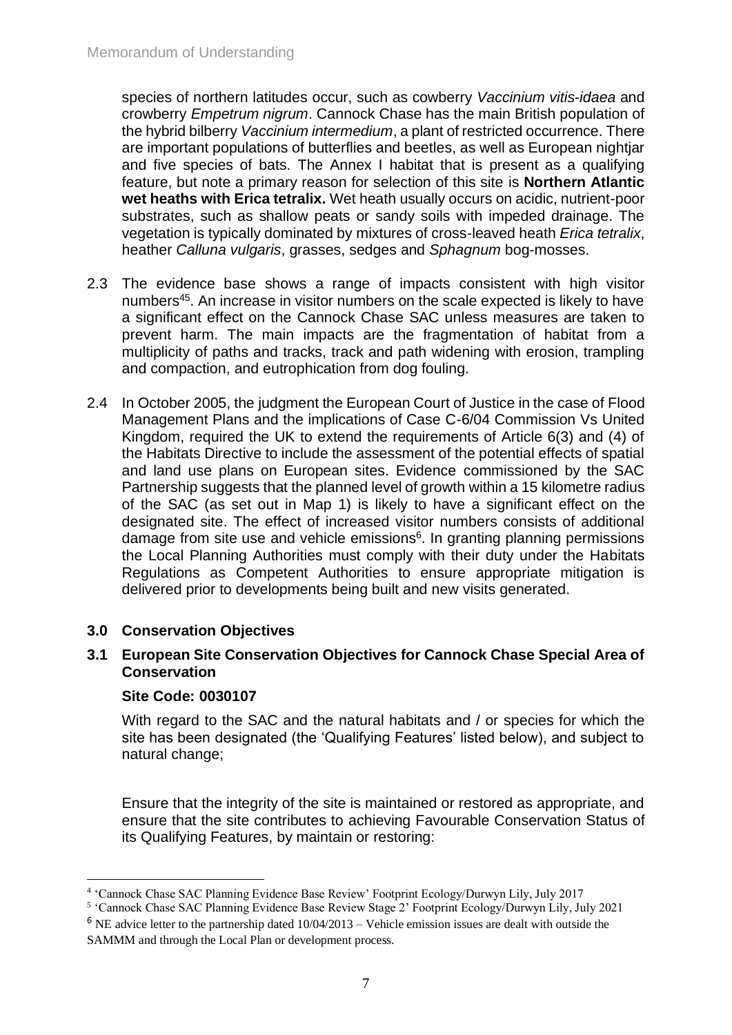species of northern latitudes occur, such as cowberry *Vaccinium vitis-idaea* and crowberry *Empetrum nigrum*. Cannock Chase has the main British population of the hybrid bilberry *Vaccinium intermedium*, a plant of restricted occurrence. There are important populations of butterflies and beetles, as well as European nightjar and five species of bats. The Annex I habitat that is present as a qualifying feature, but note a primary reason for selection of this site is **Northern Atlantic wet heaths with Erica tetralix.** Wet heath usually occurs on acidic, nutrient-poor substrates, such as shallow peats or sandy soils with impeded drainage. The vegetation is typically dominated by mixtures of cross-leaved heath *Erica tetralix*, heather *Calluna vulgaris*, grasses, sedges and *Sphagnum* bog-mosses.

2.3 The evidence base shows a range of impacts consistent with high visitor numbers[45]. An increase in visitor numbers on the scale expected is likely to have a significant effect on the Cannock Chase SAC unless measures are taken to prevent harm. The main impacts are the fragmentation of habitat from a multiplicity of paths and tracks, track and path widening with erosion, trampling and compaction, and eutrophication from dog fouling.

2.4 In October 2005, the judgment the European Court of Justice in the case of Flood Management Plans and the implications of Case C-6/04 Commission Vs United Kingdom, required the UK to extend the requirements of Article 6(3) and (4) of the Habitats Directive to include the assessment of the potential effects of spatial and land use plans on European sites. Evidence commissioned by the SAC Partnership suggests that the planned level of growth within a 15 kilometre radius of the SAC (as set out in Map 1) is likely to have a significant effect on the designated site. The effect of increased visitor numbers consists of additional damage from site use and vehicle emissions[6]. In granting planning permissions the Local Planning Authorities must comply with their duty under the Habitats Regulations as Competent Authorities to ensure appropriate mitigation is delivered prior to developments being built and new visits generated.

## 3.0 Conservation Objectives

### 3.1 European Site Conservation Objectives for Cannock Chase Special Area of Conservation

**Site Code: 0030107**

With regard to the SAC and the natural habitats and / or species for which the site has been designated (the 'Qualifying Features' listed below), and subject to natural change;

Ensure that the integrity of the site is maintained or restored as appropriate, and ensure that the site contributes to achieving Favourable Conservation Status of its Qualifying Features, by maintain or restoring:

---

[4] 'Cannock Chase SAC Planning Evidence Base Review' Footprint Ecology/Durwyn Lily, July 2017

[5] 'Cannock Chase SAC Planning Evidence Base Review Stage 2' Footprint Ecology/Durwyn Lily, July 2021

[6] NE advice letter to the partnership dated 10/04/2013 – Vehicle emission issues are dealt with outside the SAMMM and through the Local Plan or development process.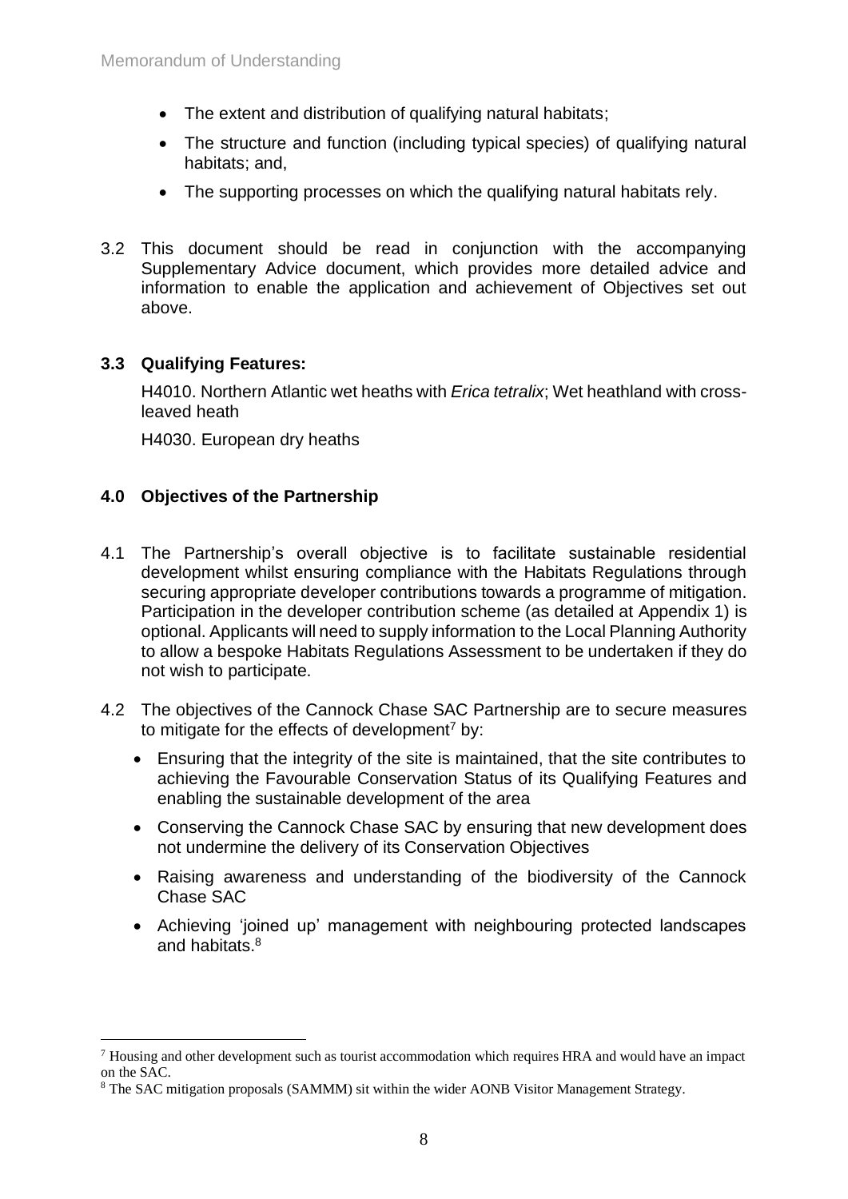- The extent and distribution of qualifying natural habitats;
- The structure and function (including typical species) of qualifying natural habitats; and,
- The supporting processes on which the qualifying natural habitats rely.

3.2 This document should be read in conjunction with the accompanying Supplementary Advice document, which provides more detailed advice and information to enable the application and achievement of Objectives set out above.

### 3.3 Qualifying Features:

H4010. Northern Atlantic wet heaths with *Erica tetralix*; Wet heathland with cross-leaved heath

H4030. European dry heaths

## 4.0 Objectives of the Partnership

4.1 The Partnership's overall objective is to facilitate sustainable residential development whilst ensuring compliance with the Habitats Regulations through securing appropriate developer contributions towards a programme of mitigation. Participation in the developer contribution scheme (as detailed at Appendix 1) is optional. Applicants will need to supply information to the Local Planning Authority to allow a bespoke Habitats Regulations Assessment to be undertaken if they do not wish to participate.

4.2 The objectives of the Cannock Chase SAC Partnership are to secure measures to mitigate for the effects of development[7] by:

- Ensuring that the integrity of the site is maintained, that the site contributes to achieving the Favourable Conservation Status of its Qualifying Features and enabling the sustainable development of the area
- Conserving the Cannock Chase SAC by ensuring that new development does not undermine the delivery of its Conservation Objectives
- Raising awareness and understanding of the biodiversity of the Cannock Chase SAC
- Achieving 'joined up' management with neighbouring protected landscapes and habitats.[8]

---

[7] Housing and other development such as tourist accommodation which requires HRA and would have an impact on the SAC.

[8] The SAC mitigation proposals (SAMMM) sit within the wider AONB Visitor Management Strategy.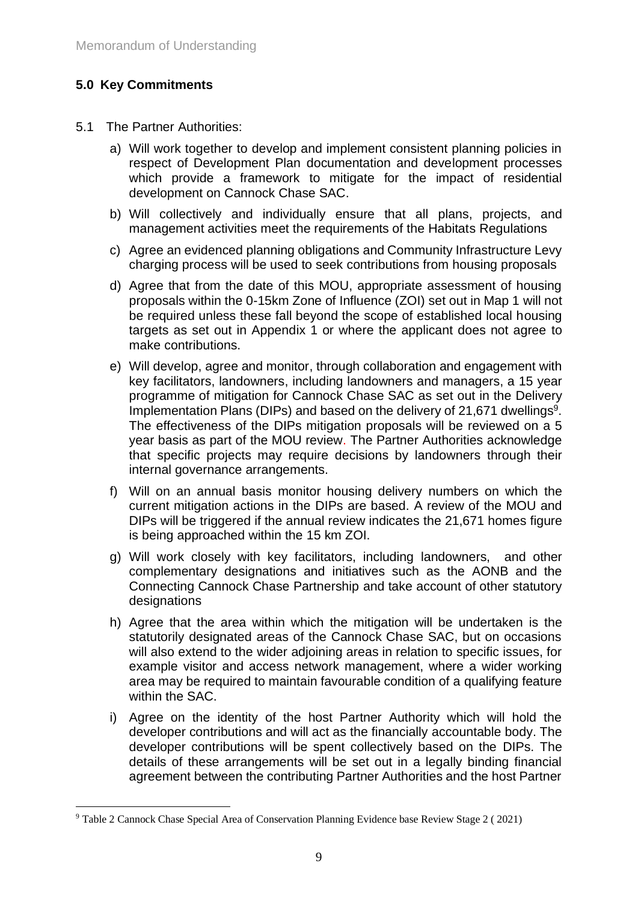## 5.0 Key Commitments

5.1 The Partner Authorities:

a) Will work together to develop and implement consistent planning policies in respect of Development Plan documentation and development processes which provide a framework to mitigate for the impact of residential development on Cannock Chase SAC.

b) Will collectively and individually ensure that all plans, projects, and management activities meet the requirements of the Habitats Regulations

c) Agree an evidenced planning obligations and Community Infrastructure Levy charging process will be used to seek contributions from housing proposals

d) Agree that from the date of this MOU, appropriate assessment of housing proposals within the 0-15km Zone of Influence (ZOI) set out in Map 1 will not be required unless these fall beyond the scope of established local housing targets as set out in Appendix 1 or where the applicant does not agree to make contributions.

e) Will develop, agree and monitor, through collaboration and engagement with key facilitators, landowners, including landowners and managers, a 15 year programme of mitigation for Cannock Chase SAC as set out in the Delivery Implementation Plans (DIPs) and based on the delivery of 21,671 dwellings[9]. The effectiveness of the DIPs mitigation proposals will be reviewed on a 5 year basis as part of the MOU review. The Partner Authorities acknowledge that specific projects may require decisions by landowners through their internal governance arrangements.

f) Will on an annual basis monitor housing delivery numbers on which the current mitigation actions in the DIPs are based. A review of the MOU and DIPs will be triggered if the annual review indicates the 21,671 homes figure is being approached within the 15 km ZOI.

g) Will work closely with key facilitators, including landowners, and other complementary designations and initiatives such as the AONB and the Connecting Cannock Chase Partnership and take account of other statutory designations

h) Agree that the area within which the mitigation will be undertaken is the statutorily designated areas of the Cannock Chase SAC, but on occasions will also extend to the wider adjoining areas in relation to specific issues, for example visitor and access network management, where a wider working area may be required to maintain favourable condition of a qualifying feature within the SAC.

i) Agree on the identity of the host Partner Authority which will hold the developer contributions and will act as the financially accountable body. The developer contributions will be spent collectively based on the DIPs. The details of these arrangements will be set out in a legally binding financial agreement between the contributing Partner Authorities and the host Partner

[9] Table 2 Cannock Chase Special Area of Conservation Planning Evidence base Review Stage 2 ( 2021)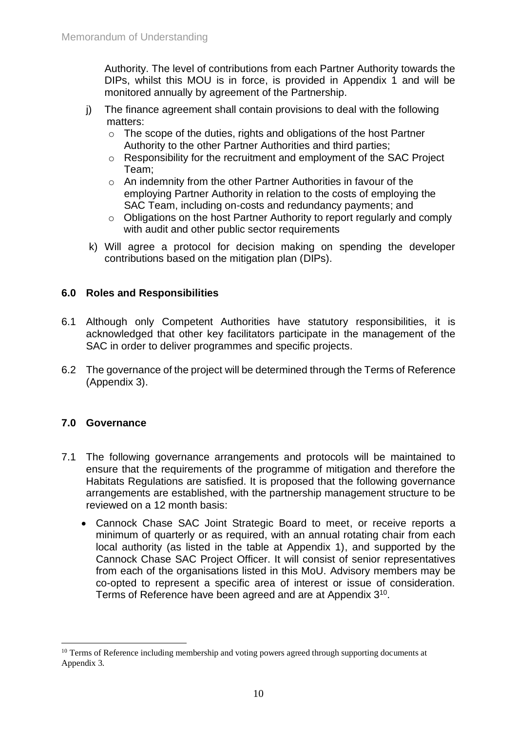Authority. The level of contributions from each Partner Authority towards the DIPs, whilst this MOU is in force, is provided in Appendix 1 and will be monitored annually by agreement of the Partnership.

j) The finance agreement shall contain provisions to deal with the following matters:
   - The scope of the duties, rights and obligations of the host Partner Authority to the other Partner Authorities and third parties;
   - Responsibility for the recruitment and employment of the SAC Project Team;
   - An indemnity from the other Partner Authorities in favour of the employing Partner Authority in relation to the costs of employing the SAC Team, including on-costs and redundancy payments; and
   - Obligations on the host Partner Authority to report regularly and comply with audit and other public sector requirements

k) Will agree a protocol for decision making on spending the developer contributions based on the mitigation plan (DIPs).

## 6.0 Roles and Responsibilities

6.1 Although only Competent Authorities have statutory responsibilities, it is acknowledged that other key facilitators participate in the management of the SAC in order to deliver programmes and specific projects.

6.2 The governance of the project will be determined through the Terms of Reference (Appendix 3).

## 7.0 Governance

7.1 The following governance arrangements and protocols will be maintained to ensure that the requirements of the programme of mitigation and therefore the Habitats Regulations are satisfied. It is proposed that the following governance arrangements are established, with the partnership management structure to be reviewed on a 12 month basis:

- Cannock Chase SAC Joint Strategic Board to meet, or receive reports a minimum of quarterly or as required, with an annual rotating chair from each local authority (as listed in the table at Appendix 1), and supported by the Cannock Chase SAC Project Officer. It will consist of senior representatives from each of the organisations listed in this MoU. Advisory members may be co-opted to represent a specific area of interest or issue of consideration. Terms of Reference have been agreed and are at Appendix 3[10].

[10] Terms of Reference including membership and voting powers agreed through supporting documents at Appendix 3.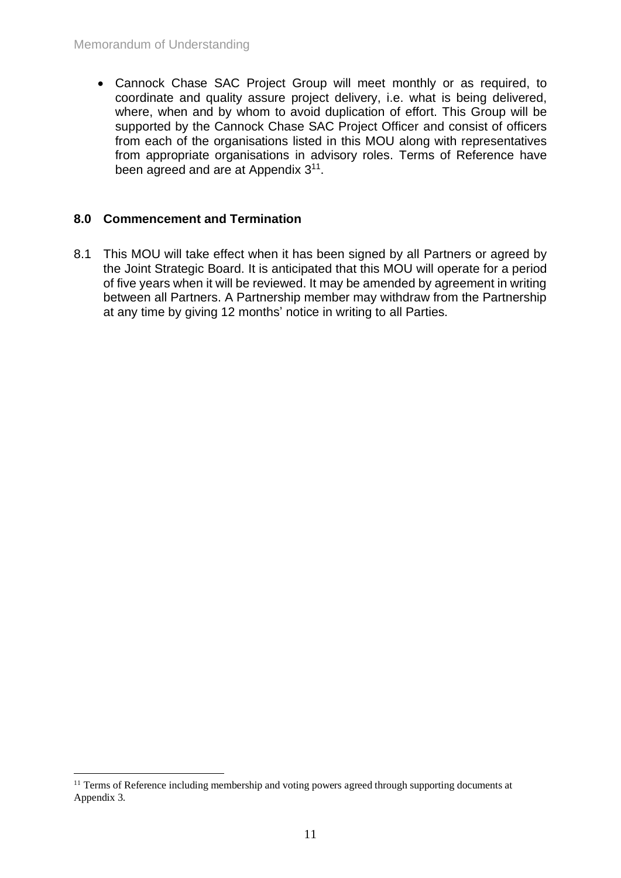- Cannock Chase SAC Project Group will meet monthly or as required, to coordinate and quality assure project delivery, i.e. what is being delivered, where, when and by whom to avoid duplication of effort. This Group will be supported by the Cannock Chase SAC Project Officer and consist of officers from each of the organisations listed in this MOU along with representatives from appropriate organisations in advisory roles. Terms of Reference have been agreed and are at Appendix 3[11].

## 8.0 Commencement and Termination

8.1 This MOU will take effect when it has been signed by all Partners or agreed by the Joint Strategic Board. It is anticipated that this MOU will operate for a period of five years when it will be reviewed. It may be amended by agreement in writing between all Partners. A Partnership member may withdraw from the Partnership at any time by giving 12 months' notice in writing to all Parties.

[11] Terms of Reference including membership and voting powers agreed through supporting documents at Appendix 3.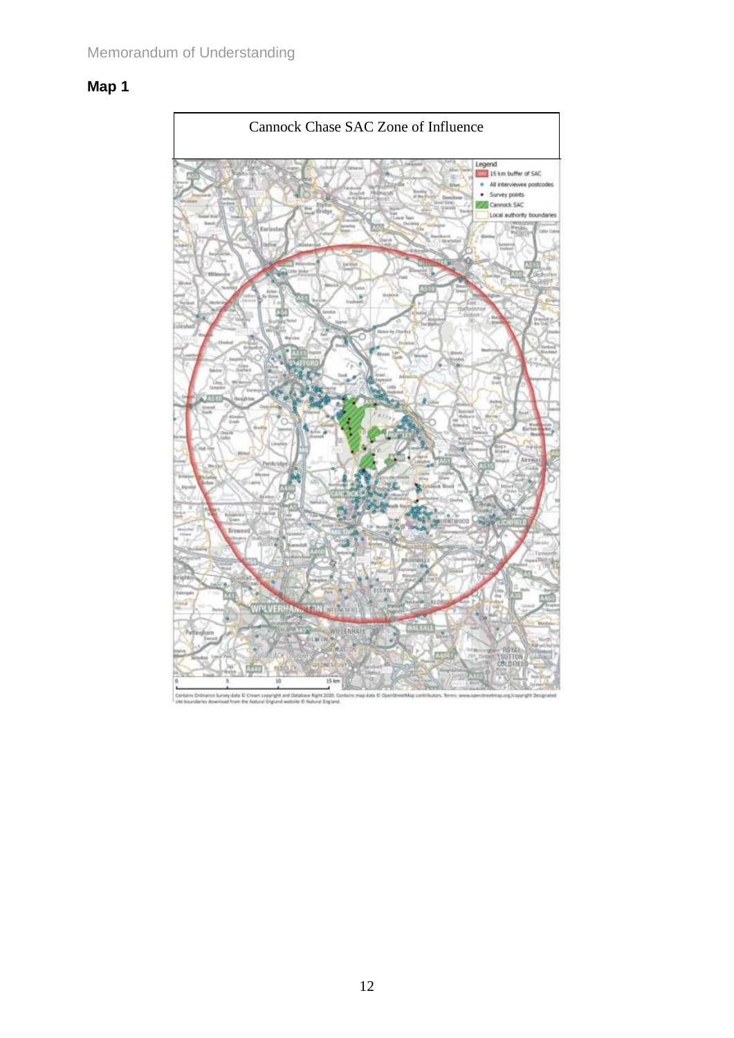## Map 1

Cannock Chase SAC Zone of Influence

Legend
- 15 km buffer of SAC
- All interviewee postcodes
- Survey points
- Cannock SAC
- Local authority boundaries

Contains Ordnance Survey data © Crown copyright and Database Right 2020. Contains map data © OpenStreetMap contributors. Terms: www.openstreetmap.org/copyright Designated site boundaries download from the Natural England website © Natural England.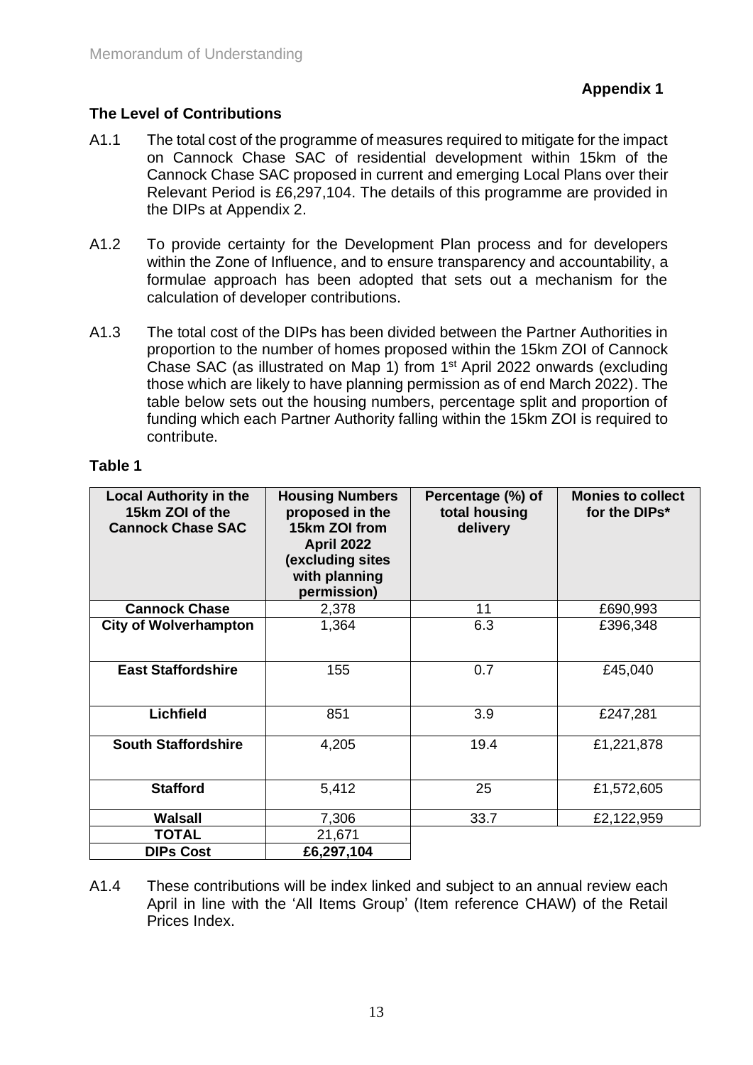**Appendix 1**

## The Level of Contributions

A1.1 The total cost of the programme of measures required to mitigate for the impact on Cannock Chase SAC of residential development within 15km of the Cannock Chase SAC proposed in current and emerging Local Plans over their Relevant Period is £6,297,104. The details of this programme are provided in the DIPs at Appendix 2.

A1.2 To provide certainty for the Development Plan process and for developers within the Zone of Influence, and to ensure transparency and accountability, a formulae approach has been adopted that sets out a mechanism for the calculation of developer contributions.

A1.3 The total cost of the DIPs has been divided between the Partner Authorities in proportion to the number of homes proposed within the 15km ZOI of Cannock Chase SAC (as illustrated on Map 1) from 1st April 2022 onwards (excluding those which are likely to have planning permission as of end March 2022). The table below sets out the housing numbers, percentage split and proportion of funding which each Partner Authority falling within the 15km ZOI is required to contribute.

**Table 1**

| Local Authority in the 15km ZOI of the Cannock Chase SAC | Housing Numbers proposed in the 15km ZOI from April 2022 (excluding sites with planning permission) | Percentage (%) of total housing delivery | Monies to collect for the DIPs* |
|---|---|---|---|
| **Cannock Chase** | 2,378 | 11 | £690,993 |
| **City of Wolverhampton** | 1,364 | 6.3 | £396,348 |
| **East Staffordshire** | 155 | 0.7 | £45,040 |
| **Lichfield** | 851 | 3.9 | £247,281 |
| **South Staffordshire** | 4,205 | 19.4 | £1,221,878 |
| **Stafford** | 5,412 | 25 | £1,572,605 |
| **Walsall** | 7,306 | 33.7 | £2,122,959 |
| **TOTAL** | 21,671 | | |
| **DIPs Cost** | **£6,297,104** | | |

A1.4 These contributions will be index linked and subject to an annual review each April in line with the 'All Items Group' (Item reference CHAW) of the Retail Prices Index.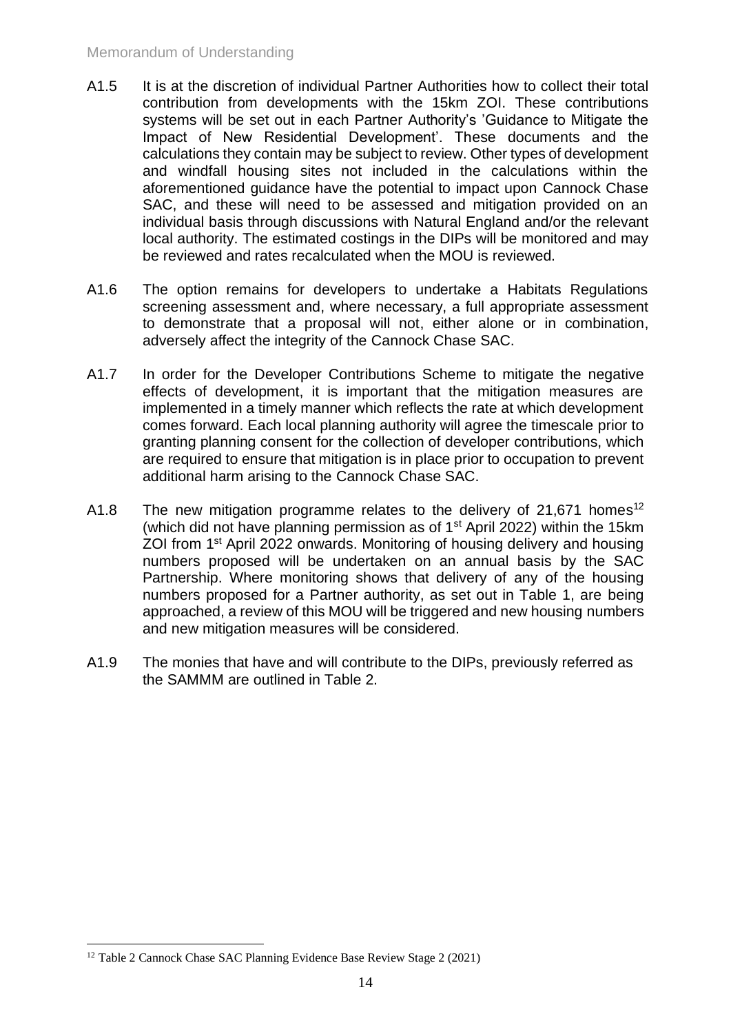A1.5 It is at the discretion of individual Partner Authorities how to collect their total contribution from developments with the 15km ZOI. These contributions systems will be set out in each Partner Authority's 'Guidance to Mitigate the Impact of New Residential Development'. These documents and the calculations they contain may be subject to review. Other types of development and windfall housing sites not included in the calculations within the aforementioned guidance have the potential to impact upon Cannock Chase SAC, and these will need to be assessed and mitigation provided on an individual basis through discussions with Natural England and/or the relevant local authority. The estimated costings in the DIPs will be monitored and may be reviewed and rates recalculated when the MOU is reviewed.

A1.6 The option remains for developers to undertake a Habitats Regulations screening assessment and, where necessary, a full appropriate assessment to demonstrate that a proposal will not, either alone or in combination, adversely affect the integrity of the Cannock Chase SAC.

A1.7 In order for the Developer Contributions Scheme to mitigate the negative effects of development, it is important that the mitigation measures are implemented in a timely manner which reflects the rate at which development comes forward. Each local planning authority will agree the timescale prior to granting planning consent for the collection of developer contributions, which are required to ensure that mitigation is in place prior to occupation to prevent additional harm arising to the Cannock Chase SAC.

A1.8 The new mitigation programme relates to the delivery of 21,671 homes[12] (which did not have planning permission as of 1st April 2022) within the 15km ZOI from 1st April 2022 onwards. Monitoring of housing delivery and housing numbers proposed will be undertaken on an annual basis by the SAC Partnership. Where monitoring shows that delivery of any of the housing numbers proposed for a Partner authority, as set out in Table 1, are being approached, a review of this MOU will be triggered and new housing numbers and new mitigation measures will be considered.

A1.9 The monies that have and will contribute to the DIPs, previously referred as the SAMMM are outlined in Table 2.

[12] Table 2 Cannock Chase SAC Planning Evidence Base Review Stage 2 (2021)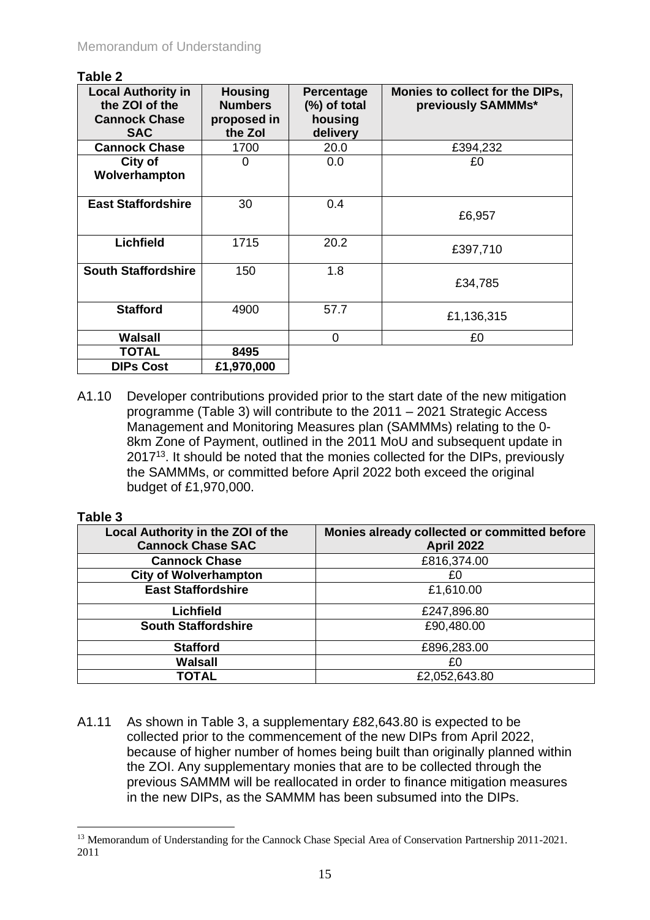**Table 2**

| Local Authority in the ZOI of the Cannock Chase SAC | Housing Numbers proposed in the ZoI | Percentage (%) of total housing delivery | Monies to collect for the DIPs, previously SAMMMs* |
|---|---|---|---|
| **Cannock Chase** | 1700 | 20.0 | £394,232 |
| **City of Wolverhampton** | 0 | 0.0 | £0 |
| **East Staffordshire** | 30 | 0.4 | £6,957 |
| **Lichfield** | 1715 | 20.2 | £397,710 |
| **South Staffordshire** | 150 | 1.8 | £34,785 |
| **Stafford** | 4900 | 57.7 | £1,136,315 |
| **Walsall** | | 0 | £0 |
| **TOTAL** | **8495** | | |
| **DIPs Cost** | **£1,970,000** | | |

A1.10 Developer contributions provided prior to the start date of the new mitigation programme (Table 3) will contribute to the 2011 – 2021 Strategic Access Management and Monitoring Measures plan (SAMMMs) relating to the 0-8km Zone of Payment, outlined in the 2011 MoU and subsequent update in 2017[13]. It should be noted that the monies collected for the DIPs, previously the SAMMMs, or committed before April 2022 both exceed the original budget of £1,970,000.

**Table 3**

| Local Authority in the ZOI of the Cannock Chase SAC | Monies already collected or committed before April 2022 |
|---|---|
| **Cannock Chase** | £816,374.00 |
| **City of Wolverhampton** | £0 |
| **East Staffordshire** | £1,610.00 |
| **Lichfield** | £247,896.80 |
| **South Staffordshire** | £90,480.00 |
| **Stafford** | £896,283.00 |
| **Walsall** | £0 |
| **TOTAL** | £2,052,643.80 |

A1.11 As shown in Table 3, a supplementary £82,643.80 is expected to be collected prior to the commencement of the new DIPs from April 2022, because of higher number of homes being built than originally planned within the ZOI. Any supplementary monies that are to be collected through the previous SAMMM will be reallocated in order to finance mitigation measures in the new DIPs, as the SAMMM has been subsumed into the DIPs.

[13] Memorandum of Understanding for the Cannock Chase Special Area of Conservation Partnership 2011-2021. 2011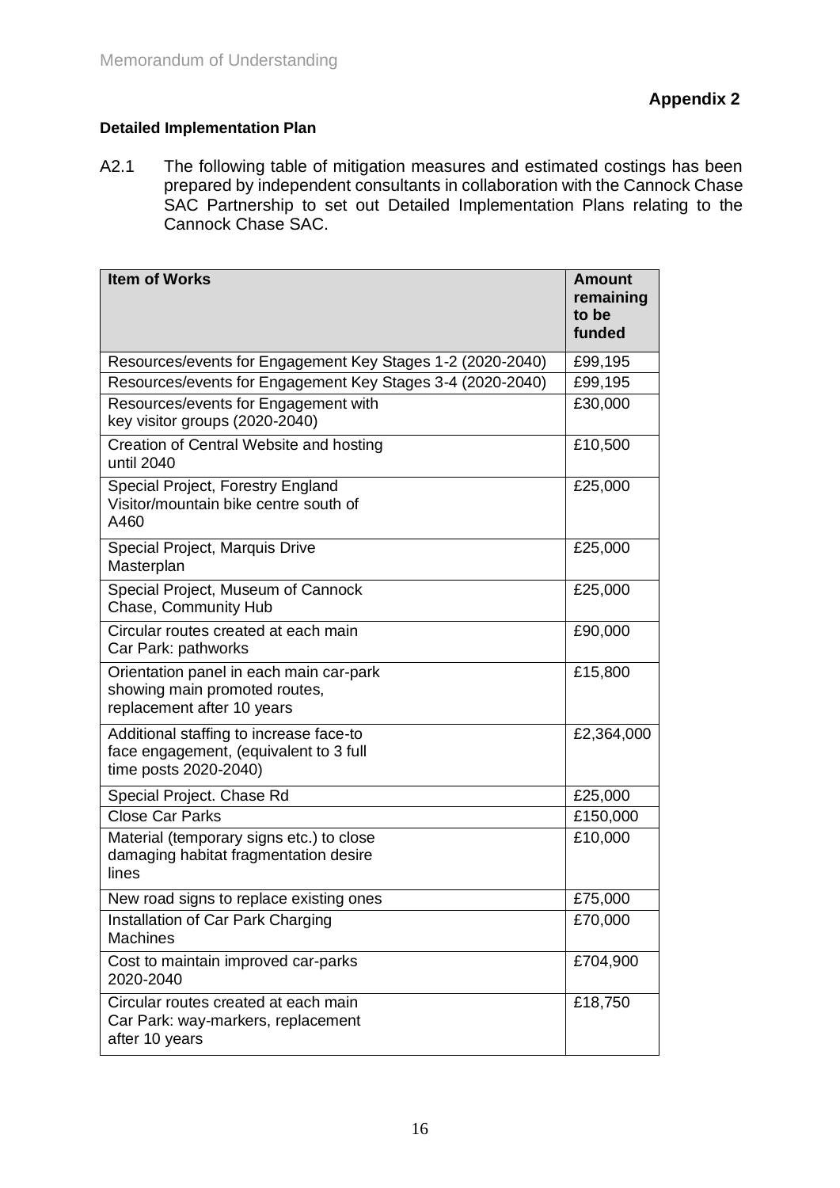**Appendix 2**

**Detailed Implementation Plan**

A2.1 The following table of mitigation measures and estimated costings has been prepared by independent consultants in collaboration with the Cannock Chase SAC Partnership to set out Detailed Implementation Plans relating to the Cannock Chase SAC.

| Item of Works | Amount remaining to be funded |
|---|---|
| Resources/events for Engagement Key Stages 1-2 (2020-2040) | £99,195 |
| Resources/events for Engagement Key Stages 3-4 (2020-2040) | £99,195 |
| Resources/events for Engagement with key visitor groups (2020-2040) | £30,000 |
| Creation of Central Website and hosting until 2040 | £10,500 |
| Special Project, Forestry England Visitor/mountain bike centre south of A460 | £25,000 |
| Special Project, Marquis Drive Masterplan | £25,000 |
| Special Project, Museum of Cannock Chase, Community Hub | £25,000 |
| Circular routes created at each main Car Park: pathworks | £90,000 |
| Orientation panel in each main car-park showing main promoted routes, replacement after 10 years | £15,800 |
| Additional staffing to increase face-to face engagement, (equivalent to 3 full time posts 2020-2040) | £2,364,000 |
| Special Project. Chase Rd | £25,000 |
| Close Car Parks | £150,000 |
| Material (temporary signs etc.) to close damaging habitat fragmentation desire lines | £10,000 |
| New road signs to replace existing ones | £75,000 |
| Installation of Car Park Charging Machines | £70,000 |
| Cost to maintain improved car-parks 2020-2040 | £704,900 |
| Circular routes created at each main Car Park: way-markers, replacement after 10 years | £18,750 |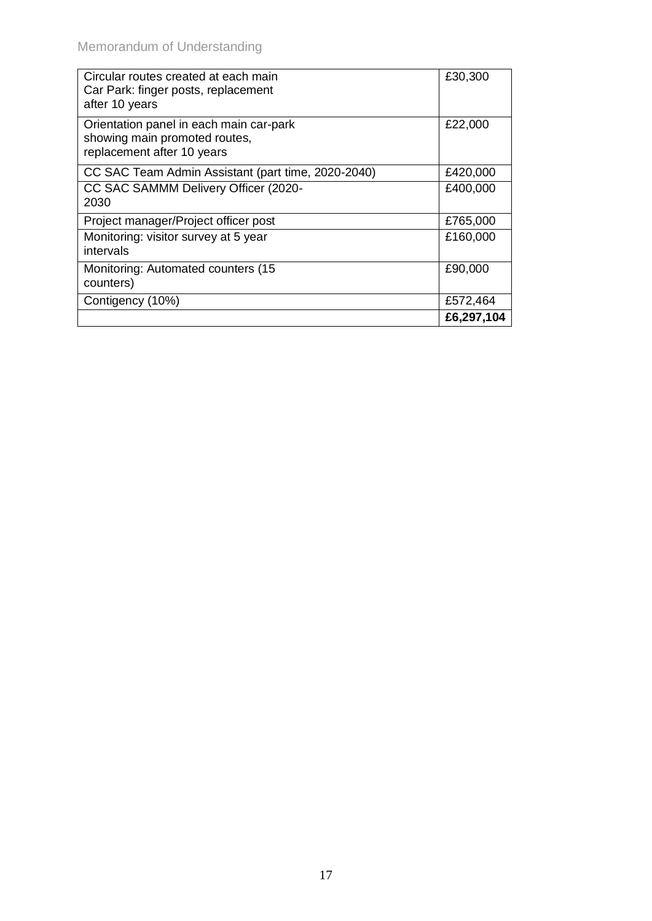| | |
|---|---|
| Circular routes created at each main Car Park: finger posts, replacement after 10 years | £30,300 |
| Orientation panel in each main car-park showing main promoted routes, replacement after 10 years | £22,000 |
| CC SAC Team Admin Assistant (part time, 2020-2040) | £420,000 |
| CC SAC SAMMM Delivery Officer (2020-2030 | £400,000 |
| Project manager/Project officer post | £765,000 |
| Monitoring: visitor survey at 5 year intervals | £160,000 |
| Monitoring: Automated counters (15 counters) | £90,000 |
| Contigency (10%) | £572,464 |
| | **£6,297,104** |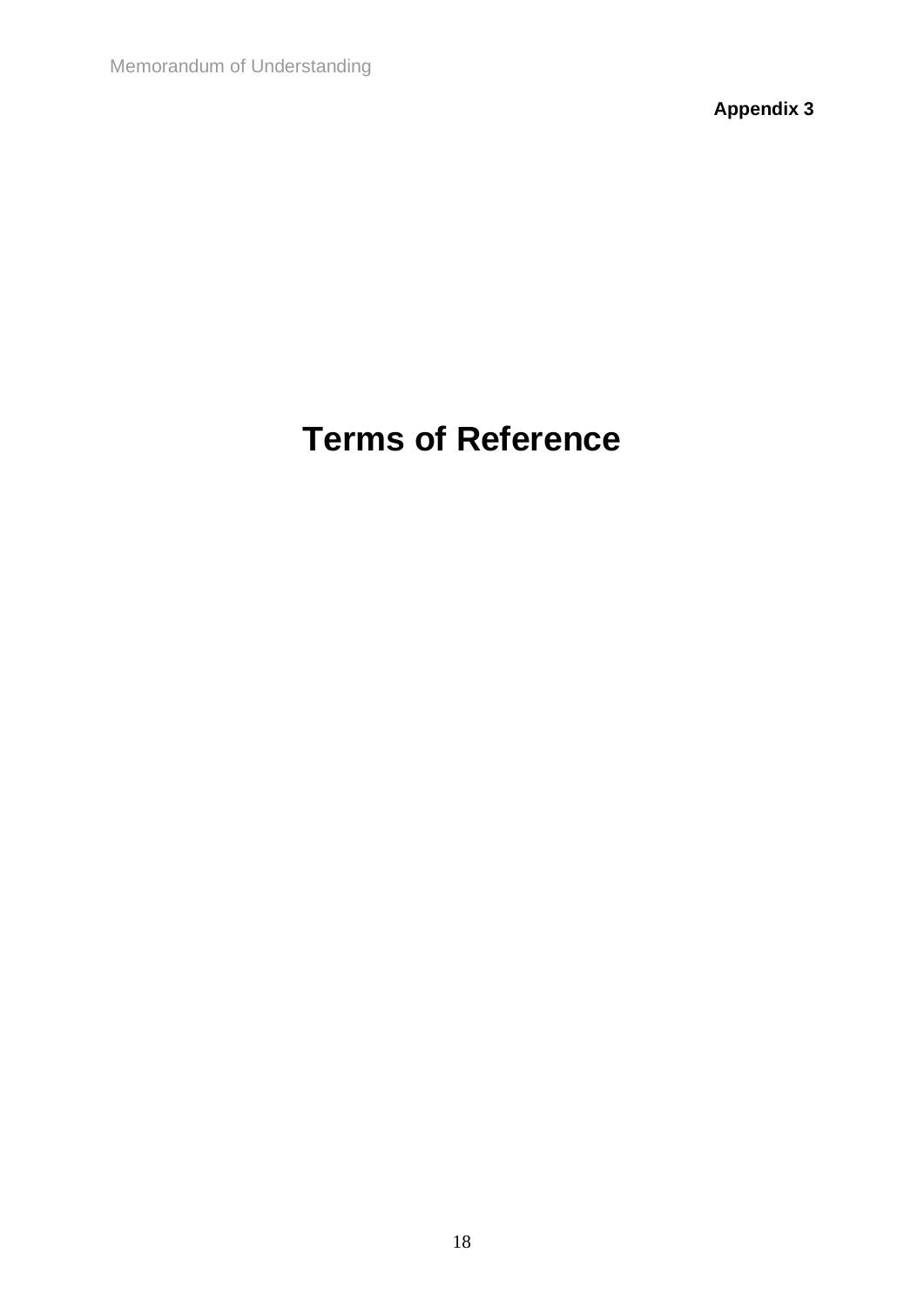**Appendix 3**

# Terms of Reference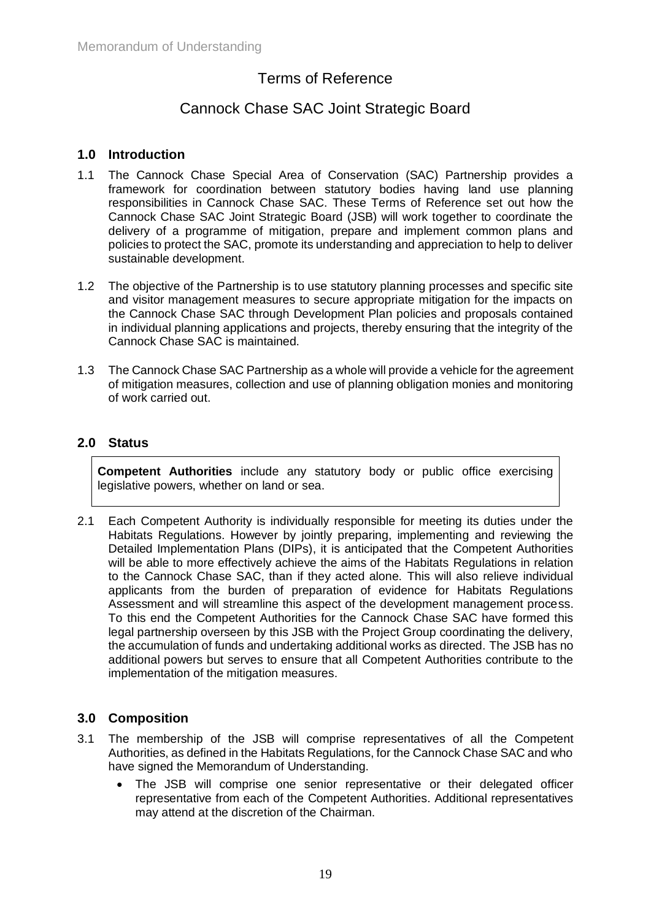# Terms of Reference

# Cannock Chase SAC Joint Strategic Board

## 1.0 Introduction

1.1 The Cannock Chase Special Area of Conservation (SAC) Partnership provides a framework for coordination between statutory bodies having land use planning responsibilities in Cannock Chase SAC. These Terms of Reference set out how the Cannock Chase SAC Joint Strategic Board (JSB) will work together to coordinate the delivery of a programme of mitigation, prepare and implement common plans and policies to protect the SAC, promote its understanding and appreciation to help to deliver sustainable development.

1.2 The objective of the Partnership is to use statutory planning processes and specific site and visitor management measures to secure appropriate mitigation for the impacts on the Cannock Chase SAC through Development Plan policies and proposals contained in individual planning applications and projects, thereby ensuring that the integrity of the Cannock Chase SAC is maintained.

1.3 The Cannock Chase SAC Partnership as a whole will provide a vehicle for the agreement of mitigation measures, collection and use of planning obligation monies and monitoring of work carried out.

## 2.0 Status

> **Competent Authorities** include any statutory body or public office exercising legislative powers, whether on land or sea.

2.1 Each Competent Authority is individually responsible for meeting its duties under the Habitats Regulations. However by jointly preparing, implementing and reviewing the Detailed Implementation Plans (DIPs), it is anticipated that the Competent Authorities will be able to more effectively achieve the aims of the Habitats Regulations in relation to the Cannock Chase SAC, than if they acted alone. This will also relieve individual applicants from the burden of preparation of evidence for Habitats Regulations Assessment and will streamline this aspect of the development management process. To this end the Competent Authorities for the Cannock Chase SAC have formed this legal partnership overseen by this JSB with the Project Group coordinating the delivery, the accumulation of funds and undertaking additional works as directed. The JSB has no additional powers but serves to ensure that all Competent Authorities contribute to the implementation of the mitigation measures.

## 3.0 Composition

3.1 The membership of the JSB will comprise representatives of all the Competent Authorities, as defined in the Habitats Regulations, for the Cannock Chase SAC and who have signed the Memorandum of Understanding.

- The JSB will comprise one senior representative or their delegated officer representative from each of the Competent Authorities. Additional representatives may attend at the discretion of the Chairman.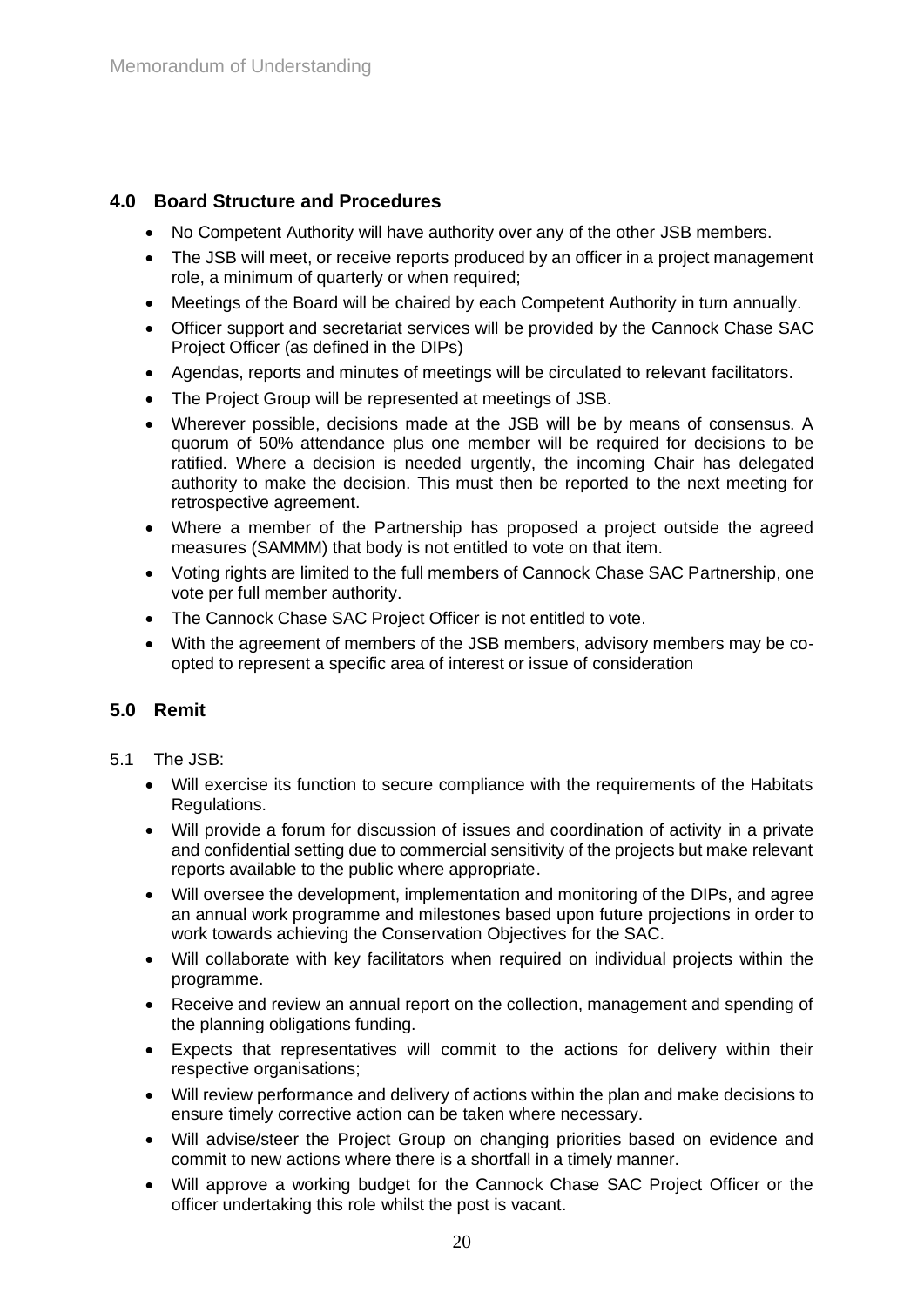## 4.0 Board Structure and Procedures

- No Competent Authority will have authority over any of the other JSB members.
- The JSB will meet, or receive reports produced by an officer in a project management role, a minimum of quarterly or when required;
- Meetings of the Board will be chaired by each Competent Authority in turn annually.
- Officer support and secretariat services will be provided by the Cannock Chase SAC Project Officer (as defined in the DIPs)
- Agendas, reports and minutes of meetings will be circulated to relevant facilitators.
- The Project Group will be represented at meetings of JSB.
- Wherever possible, decisions made at the JSB will be by means of consensus. A quorum of 50% attendance plus one member will be required for decisions to be ratified. Where a decision is needed urgently, the incoming Chair has delegated authority to make the decision. This must then be reported to the next meeting for retrospective agreement.
- Where a member of the Partnership has proposed a project outside the agreed measures (SAMMM) that body is not entitled to vote on that item.
- Voting rights are limited to the full members of Cannock Chase SAC Partnership, one vote per full member authority.
- The Cannock Chase SAC Project Officer is not entitled to vote.
- With the agreement of members of the JSB members, advisory members may be co-opted to represent a specific area of interest or issue of consideration

## 5.0 Remit

5.1 The JSB:

- Will exercise its function to secure compliance with the requirements of the Habitats Regulations.
- Will provide a forum for discussion of issues and coordination of activity in a private and confidential setting due to commercial sensitivity of the projects but make relevant reports available to the public where appropriate.
- Will oversee the development, implementation and monitoring of the DIPs, and agree an annual work programme and milestones based upon future projections in order to work towards achieving the Conservation Objectives for the SAC.
- Will collaborate with key facilitators when required on individual projects within the programme.
- Receive and review an annual report on the collection, management and spending of the planning obligations funding.
- Expects that representatives will commit to the actions for delivery within their respective organisations;
- Will review performance and delivery of actions within the plan and make decisions to ensure timely corrective action can be taken where necessary.
- Will advise/steer the Project Group on changing priorities based on evidence and commit to new actions where there is a shortfall in a timely manner.
- Will approve a working budget for the Cannock Chase SAC Project Officer or the officer undertaking this role whilst the post is vacant.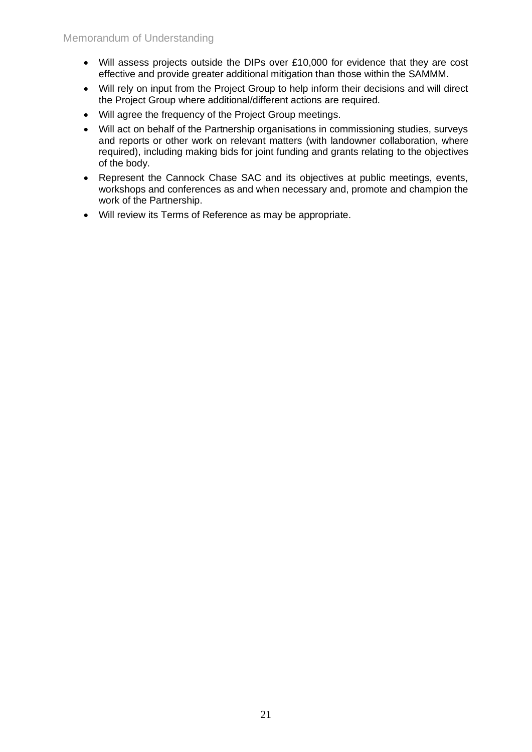- Will assess projects outside the DIPs over £10,000 for evidence that they are cost effective and provide greater additional mitigation than those within the SAMMM.
- Will rely on input from the Project Group to help inform their decisions and will direct the Project Group where additional/different actions are required.
- Will agree the frequency of the Project Group meetings.
- Will act on behalf of the Partnership organisations in commissioning studies, surveys and reports or other work on relevant matters (with landowner collaboration, where required), including making bids for joint funding and grants relating to the objectives of the body.
- Represent the Cannock Chase SAC and its objectives at public meetings, events, workshops and conferences as and when necessary and, promote and champion the work of the Partnership.
- Will review its Terms of Reference as may be appropriate.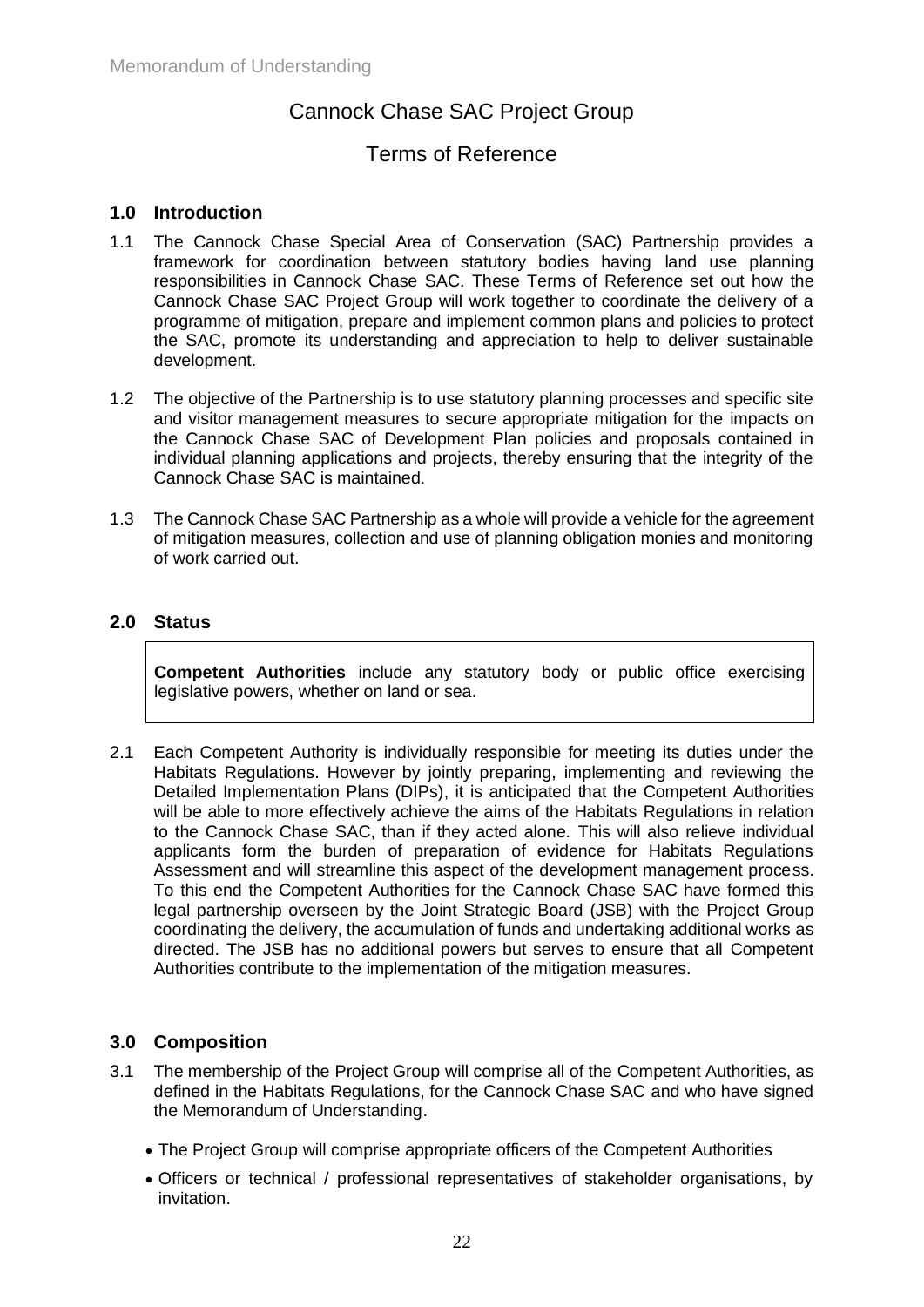# Cannock Chase SAC Project Group

## Terms of Reference

### 1.0 Introduction

1.1 The Cannock Chase Special Area of Conservation (SAC) Partnership provides a framework for coordination between statutory bodies having land use planning responsibilities in Cannock Chase SAC. These Terms of Reference set out how the Cannock Chase SAC Project Group will work together to coordinate the delivery of a programme of mitigation, prepare and implement common plans and policies to protect the SAC, promote its understanding and appreciation to help to deliver sustainable development.

1.2 The objective of the Partnership is to use statutory planning processes and specific site and visitor management measures to secure appropriate mitigation for the impacts on the Cannock Chase SAC of Development Plan policies and proposals contained in individual planning applications and projects, thereby ensuring that the integrity of the Cannock Chase SAC is maintained.

1.3 The Cannock Chase SAC Partnership as a whole will provide a vehicle for the agreement of mitigation measures, collection and use of planning obligation monies and monitoring of work carried out.

### 2.0 Status

> **Competent Authorities** include any statutory body or public office exercising legislative powers, whether on land or sea.

2.1 Each Competent Authority is individually responsible for meeting its duties under the Habitats Regulations. However by jointly preparing, implementing and reviewing the Detailed Implementation Plans (DIPs), it is anticipated that the Competent Authorities will be able to more effectively achieve the aims of the Habitats Regulations in relation to the Cannock Chase SAC, than if they acted alone. This will also relieve individual applicants form the burden of preparation of evidence for Habitats Regulations Assessment and will streamline this aspect of the development management process. To this end the Competent Authorities for the Cannock Chase SAC have formed this legal partnership overseen by the Joint Strategic Board (JSB) with the Project Group coordinating the delivery, the accumulation of funds and undertaking additional works as directed. The JSB has no additional powers but serves to ensure that all Competent Authorities contribute to the implementation of the mitigation measures.

### 3.0 Composition

3.1 The membership of the Project Group will comprise all of the Competent Authorities, as defined in the Habitats Regulations, for the Cannock Chase SAC and who have signed the Memorandum of Understanding.

- The Project Group will comprise appropriate officers of the Competent Authorities
- Officers or technical / professional representatives of stakeholder organisations, by invitation.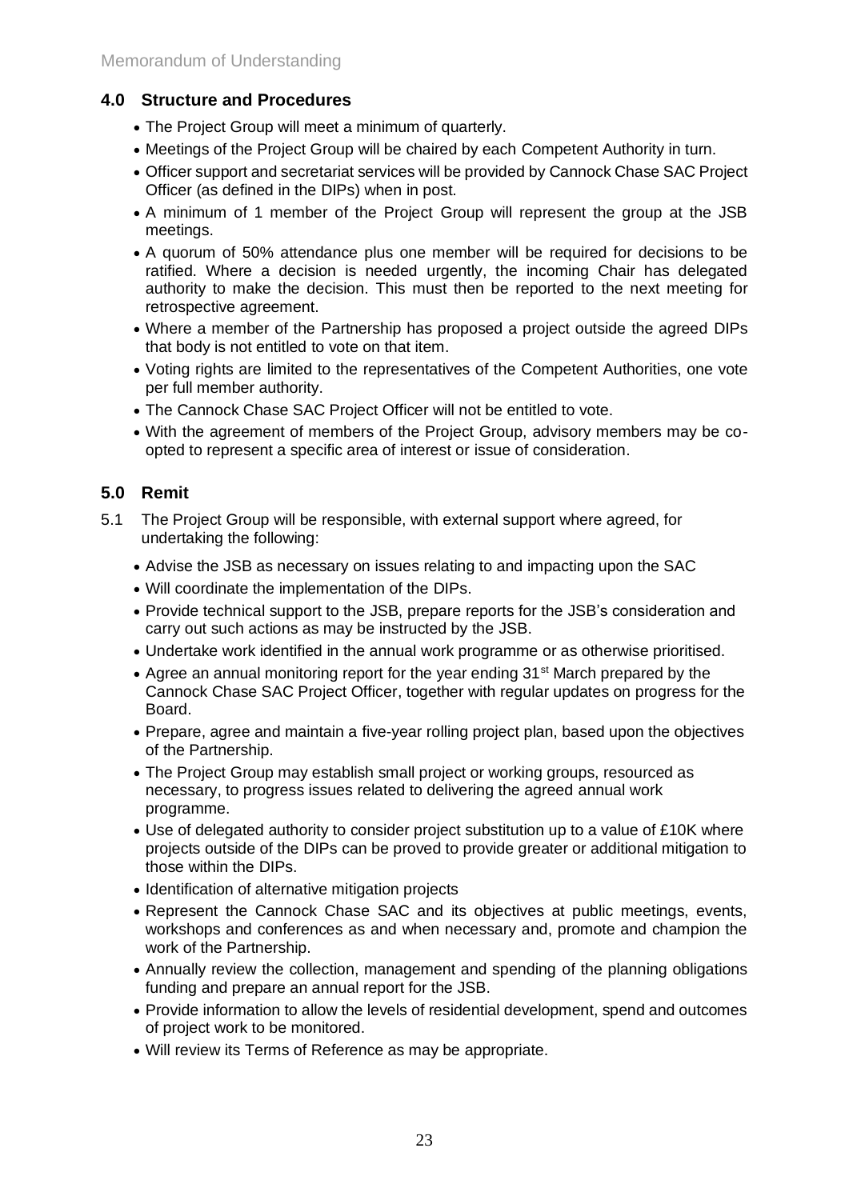## 4.0 Structure and Procedures

- The Project Group will meet a minimum of quarterly.
- Meetings of the Project Group will be chaired by each Competent Authority in turn.
- Officer support and secretariat services will be provided by Cannock Chase SAC Project Officer (as defined in the DIPs) when in post.
- A minimum of 1 member of the Project Group will represent the group at the JSB meetings.
- A quorum of 50% attendance plus one member will be required for decisions to be ratified. Where a decision is needed urgently, the incoming Chair has delegated authority to make the decision. This must then be reported to the next meeting for retrospective agreement.
- Where a member of the Partnership has proposed a project outside the agreed DIPs that body is not entitled to vote on that item.
- Voting rights are limited to the representatives of the Competent Authorities, one vote per full member authority.
- The Cannock Chase SAC Project Officer will not be entitled to vote.
- With the agreement of members of the Project Group, advisory members may be co-opted to represent a specific area of interest or issue of consideration.

## 5.0 Remit

5.1 The Project Group will be responsible, with external support where agreed, for undertaking the following:

- Advise the JSB as necessary on issues relating to and impacting upon the SAC
- Will coordinate the implementation of the DIPs.
- Provide technical support to the JSB, prepare reports for the JSB's consideration and carry out such actions as may be instructed by the JSB.
- Undertake work identified in the annual work programme or as otherwise prioritised.
- Agree an annual monitoring report for the year ending 31st March prepared by the Cannock Chase SAC Project Officer, together with regular updates on progress for the Board.
- Prepare, agree and maintain a five-year rolling project plan, based upon the objectives of the Partnership.
- The Project Group may establish small project or working groups, resourced as necessary, to progress issues related to delivering the agreed annual work programme.
- Use of delegated authority to consider project substitution up to a value of £10K where projects outside of the DIPs can be proved to provide greater or additional mitigation to those within the DIPs.
- Identification of alternative mitigation projects
- Represent the Cannock Chase SAC and its objectives at public meetings, events, workshops and conferences as and when necessary and, promote and champion the work of the Partnership.
- Annually review the collection, management and spending of the planning obligations funding and prepare an annual report for the JSB.
- Provide information to allow the levels of residential development, spend and outcomes of project work to be monitored.
- Will review its Terms of Reference as may be appropriate.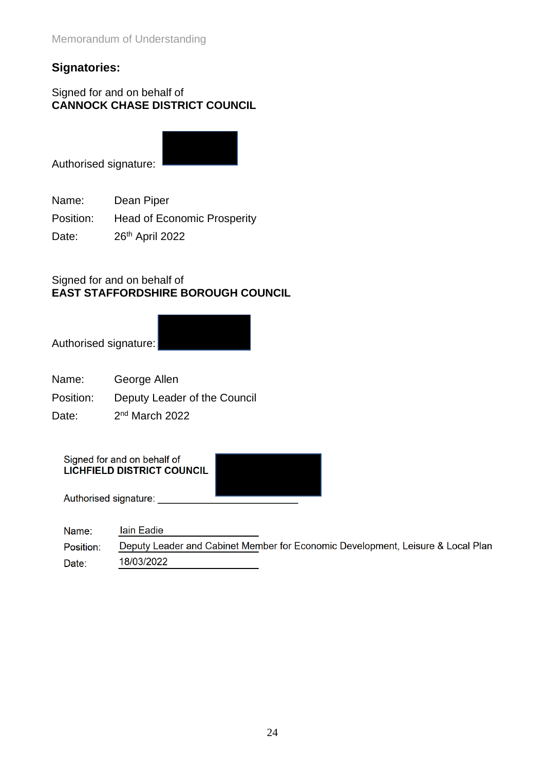## Signatories:

Signed for and on behalf of
**CANNOCK CHASE DISTRICT COUNCIL**

Authorised signature:

Name: Dean Piper
Position: Head of Economic Prosperity
Date: 26th April 2022

Signed for and on behalf of
**EAST STAFFORDSHIRE BOROUGH COUNCIL**

Authorised signature:

Name: George Allen
Position: Deputy Leader of the Council
Date: 2nd March 2022

Signed for and on behalf of
**LICHFIELD DISTRICT COUNCIL**

Authorised signature: ____________________________

Name: Iain Eadie
Position: Deputy Leader and Cabinet Member for Economic Development, Leisure & Local Plan
Date: 18/03/2022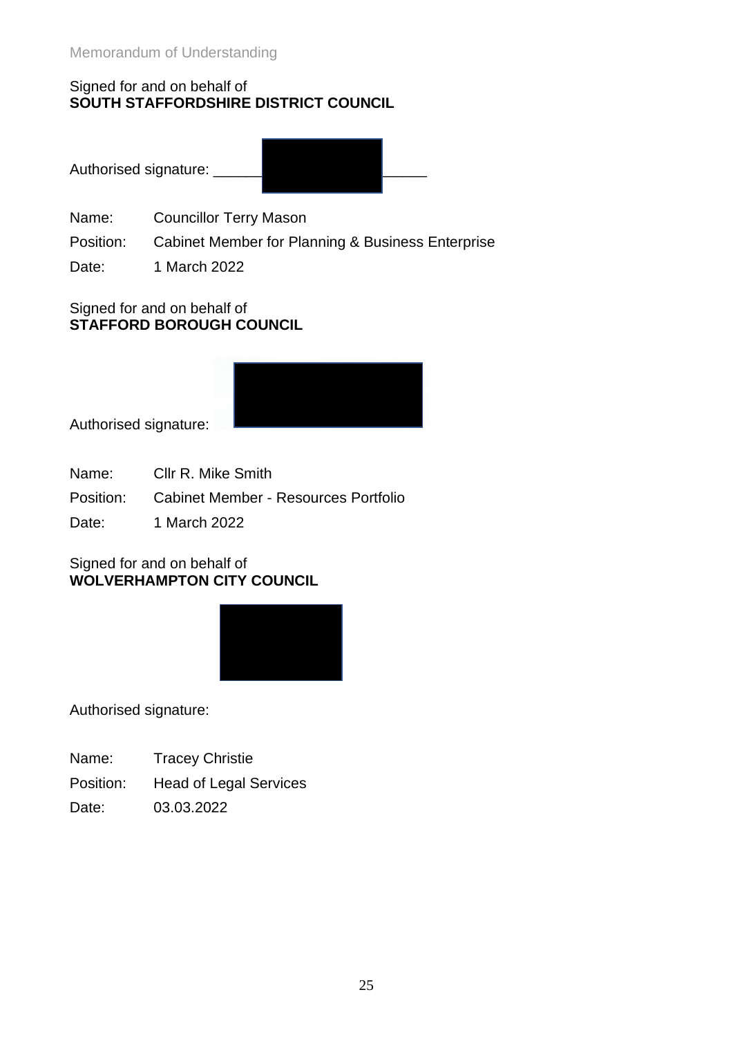Signed for and on behalf of
**SOUTH STAFFORDSHIRE DISTRICT COUNCIL**

Authorised signature: ____________

Name: Councillor Terry Mason

Position: Cabinet Member for Planning & Business Enterprise

Date: 1 March 2022

Signed for and on behalf of
**STAFFORD BOROUGH COUNCIL**

Authorised signature:

Name: Cllr R. Mike Smith

Position: Cabinet Member - Resources Portfolio

Date: 1 March 2022

Signed for and on behalf of
**WOLVERHAMPTON CITY COUNCIL**

Authorised signature:

Name: Tracey Christie

Position: Head of Legal Services

Date: 03.03.2022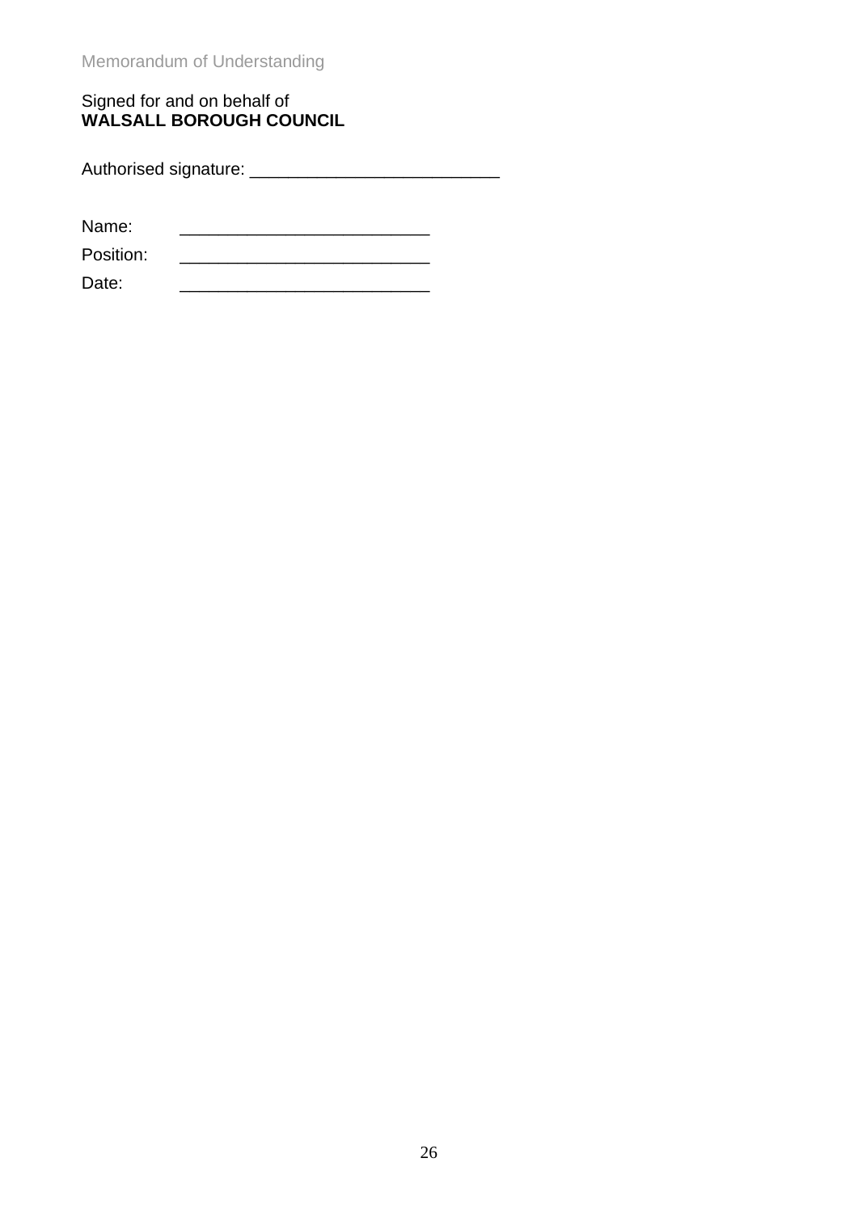Signed for and on behalf of
**WALSALL BOROUGH COUNCIL**

Authorised signature: __________________________

Name: __________________________

Position: __________________________

Date: __________________________